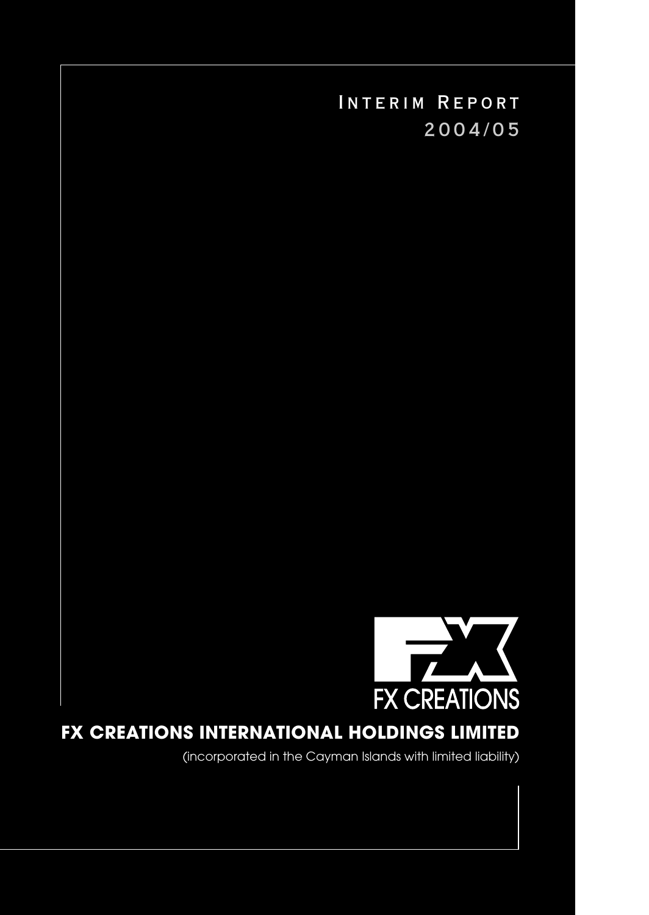# INTERIM REPORT 2004/05

FX CREATIONS

## FX CREATIONS INTERNATIONAL HOLDINGS LIMITED

(incorporated in the Cayman Islands with limited liability)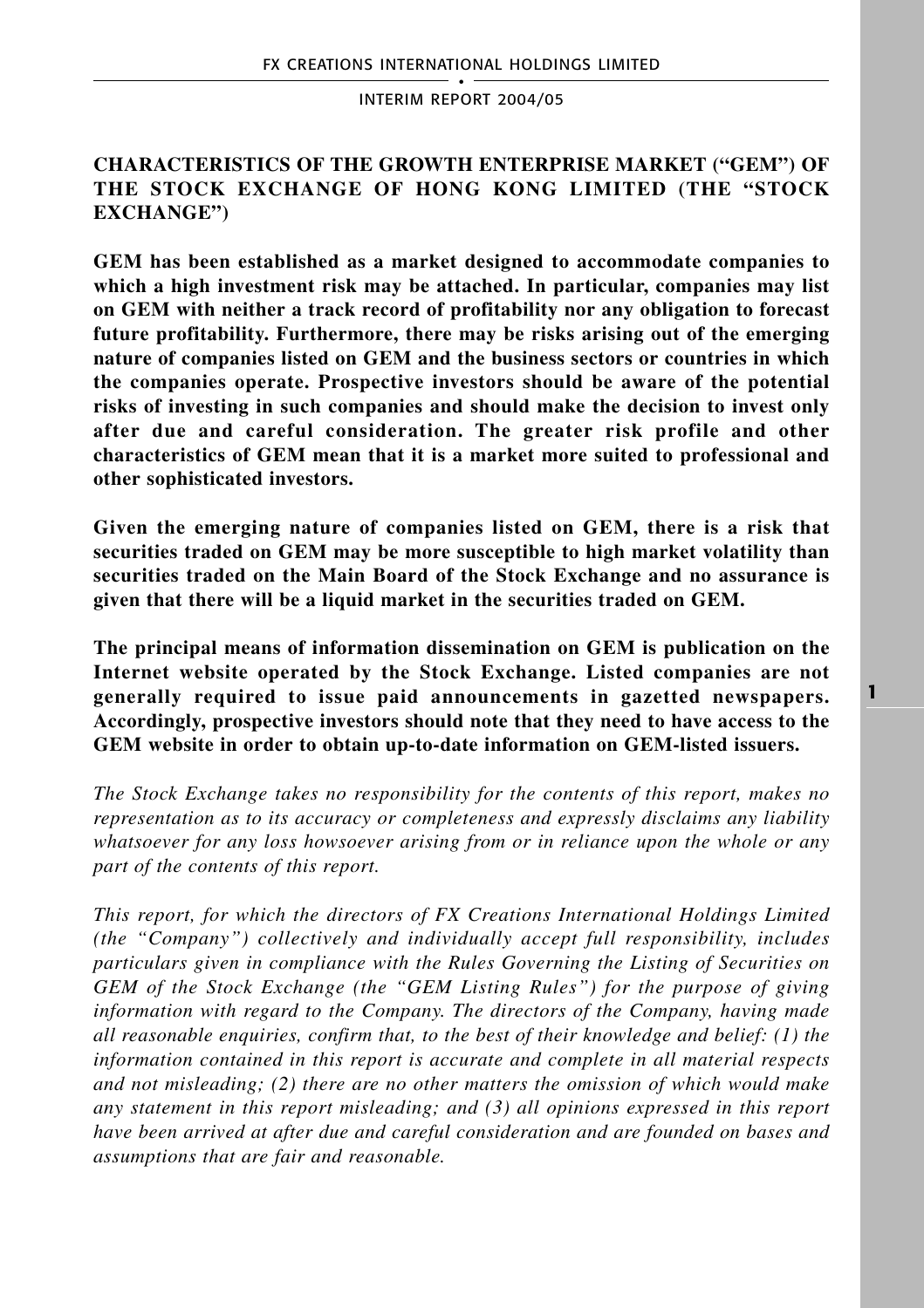## CHARACTERISTICS OF THE GROWTH ENTERPRISE MARKET ("GEM") OF THE STOCK EXCHANGE OF HONG KONG LIMITED (THE "STOCK EXCHANGE")

**GEM has been established as a market designed to accommodate companies to which a high investment risk may be attached. In particular, companies may list on GEM with neither a track record of profitability nor any obligation to forecast future profitability. Furthermore, there may be risks arising out of the emerging nature of companies listed on GEM and the business sectors or countries in which the companies operate. Prospective investors should be aware of the potential risks of investing in such companies and should make the decision to invest only after due and careful consideration. The greater risk profile and other characteristics of GEM mean that it is a market more suited to professional and other sophisticated investors.**

**Given the emerging nature of companies listed on GEM, there is a risk that securities traded on GEM may be more susceptible to high market volatility than securities traded on the Main Board of the Stock Exchange and no assurance is given that there will be a liquid market in the securities traded on GEM.**

**The principal means of information dissemination on GEM is publication on the Internet website operated by the Stock Exchange. Listed companies are not generally required to issue paid announcements in gazetted newspapers. Accordingly, prospective investors should note that they need to have access to the GEM website in order to obtain up-to-date information on GEM-listed issuers.**

*The Stock Exchange takes no responsibility for the contents of this report, makes no representation as to its accuracy or completeness and expressly disclaims any liability whatsoever for any loss howsoever arising from or in reliance upon the whole or any part of the contents of this report.*

*This report, for which the directors of FX Creations International Holdings Limited (the "Company") collectively and individually accept full responsibility, includes particulars given in compliance with the Rules Governing the Listing of Securities on GEM of the Stock Exchange (the "GEM Listing Rules") for the purpose of giving information with regard to the Company. The directors of the Company, having made all reasonable enquiries, confirm that, to the best of their knowledge and belief: (1) the information contained in this report is accurate and complete in all material respects and not misleading; (2) there are no other matters the omission of which would make any statement in this report misleading; and (3) all opinions expressed in this report have been arrived at after due and careful consideration and are founded on bases and assumptions that are fair and reasonable.*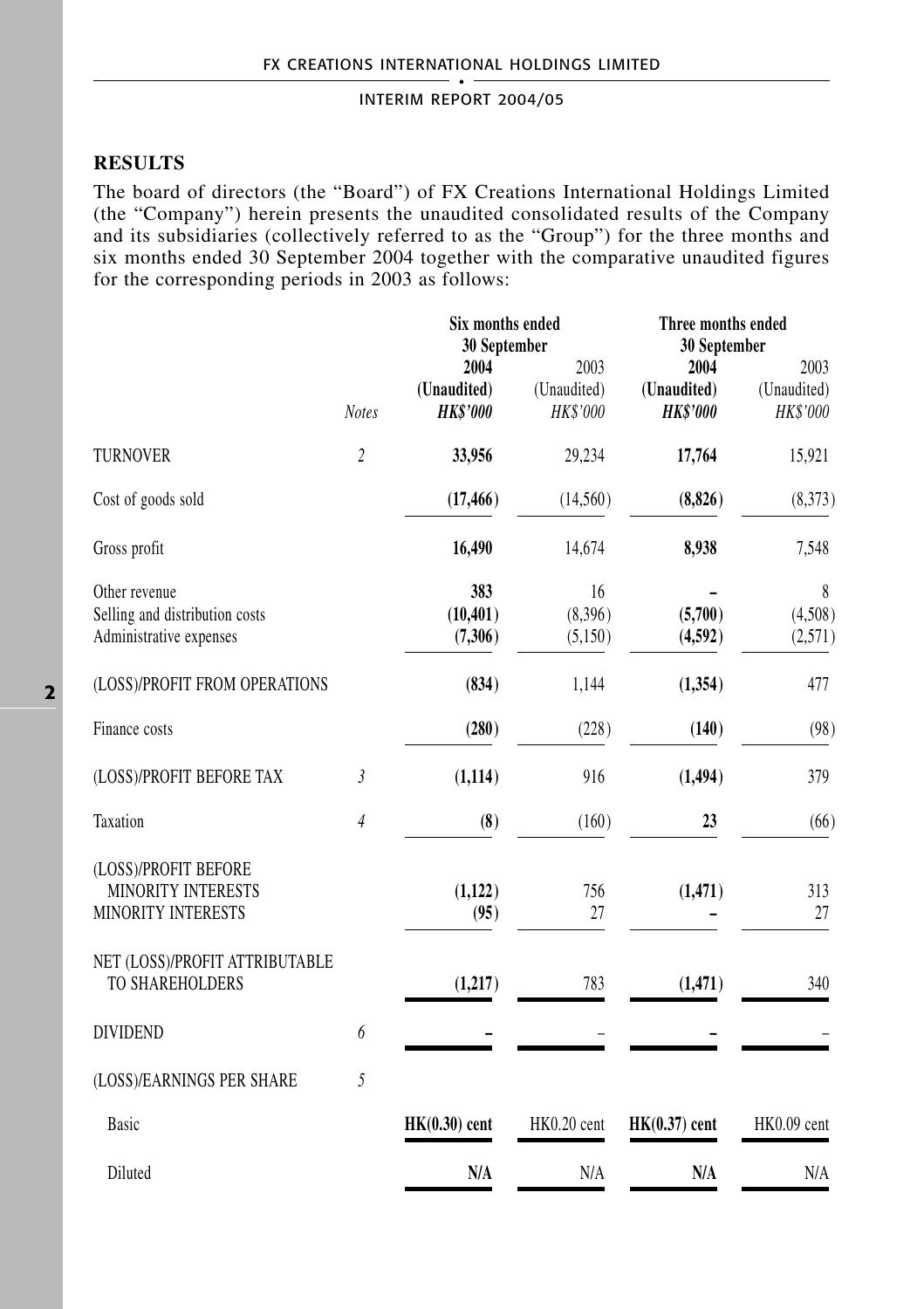## RESULTS

The board of directors (the "Board") of FX Creations International Holdings Limited (the "Company") herein presents the unaudited consolidated results of the Company and its subsidiaries (collectively referred to as the "Group") for the three months and six months ended 30 September 2004 together with the comparative unaudited figures for the corresponding periods in 2003 as follows:

| | | Six months ended 30 September | | Three months ended 30 September | |
|---|---|---|---|---|---|
| | | **2004** | 2003 | **2004** | 2003 |
| | | **(Unaudited)** | (Unaudited) | **(Unaudited)** | (Unaudited) |
| | *Notes* | ***HK$'000*** | *HK$'000* | ***HK$'000*** | *HK$'000* |
| TURNOVER | 2 | **33,956** | 29,234 | **17,764** | 15,921 |
| Cost of goods sold | | **(17,466)** | (14,560) | **(8,826)** | (8,373) |
| Gross profit | | **16,490** | 14,674 | **8,938** | 7,548 |
| Other revenue | | **383** | 16 | **–** | 8 |
| Selling and distribution costs | | **(10,401)** | (8,396) | **(5,700)** | (4,508) |
| Administrative expenses | | **(7,306)** | (5,150) | **(4,592)** | (2,571) |
| (LOSS)/PROFIT FROM OPERATIONS | | **(834)** | 1,144 | **(1,354)** | 477 |
| Finance costs | | **(280)** | (228) | **(140)** | (98) |
| (LOSS)/PROFIT BEFORE TAX | 3 | **(1,114)** | 916 | **(1,494)** | 379 |
| Taxation | 4 | **(8)** | (160) | **23** | (66) |
| (LOSS)/PROFIT BEFORE MINORITY INTERESTS | | **(1,122)** | 756 | **(1,471)** | 313 |
| MINORITY INTERESTS | | **(95)** | 27 | **–** | 27 |
| NET (LOSS)/PROFIT ATTRIBUTABLE TO SHAREHOLDERS | | **(1,217)** | 783 | **(1,471)** | 340 |
| DIVIDEND | 6 | **–** | – | **–** | – |
| (LOSS)/EARNINGS PER SHARE | 5 | | | | |
| Basic | | **HK(0.30) cent** | HK0.20 cent | **HK(0.37) cent** | HK0.09 cent |
| Diluted | | **N/A** | N/A | **N/A** | N/A |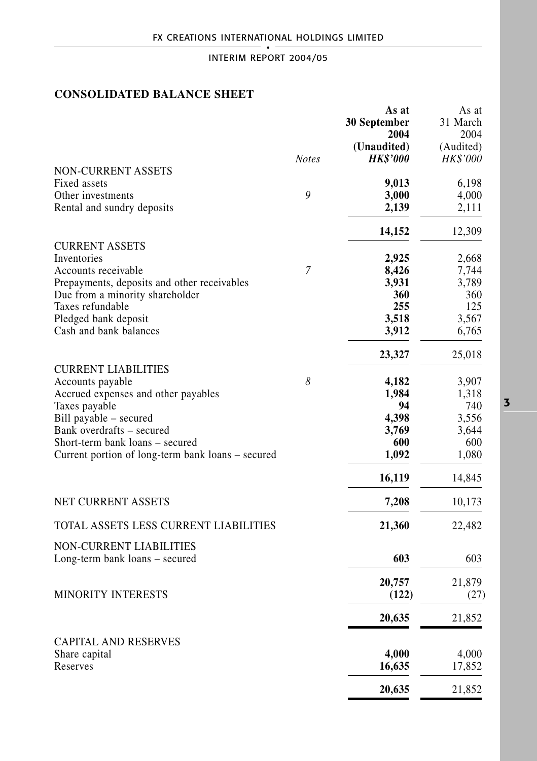## CONSOLIDATED BALANCE SHEET

| | Notes | As at 30 September 2004 (Unaudited) HK$'000 | As at 31 March 2004 (Audited) HK$'000 |
|---|---|---|---|
| NON-CURRENT ASSETS | | | |
| Fixed assets | | **9,013** | 6,198 |
| Other investments | 9 | **3,000** | 4,000 |
| Rental and sundry deposits | | **2,139** | 2,111 |
| | | **14,152** | 12,309 |
| CURRENT ASSETS | | | |
| Inventories | | **2,925** | 2,668 |
| Accounts receivable | 7 | **8,426** | 7,744 |
| Prepayments, deposits and other receivables | | **3,931** | 3,789 |
| Due from a minority shareholder | | **360** | 360 |
| Taxes refundable | | **255** | 125 |
| Pledged bank deposit | | **3,518** | 3,567 |
| Cash and bank balances | | **3,912** | 6,765 |
| | | **23,327** | 25,018 |
| CURRENT LIABILITIES | | | |
| Accounts payable | 8 | **4,182** | 3,907 |
| Accrued expenses and other payables | | **1,984** | 1,318 |
| Taxes payable | | **94** | 740 |
| Bill payable – secured | | **4,398** | 3,556 |
| Bank overdrafts – secured | | **3,769** | 3,644 |
| Short-term bank loans – secured | | **600** | 600 |
| Current portion of long-term bank loans – secured | | **1,092** | 1,080 |
| | | **16,119** | 14,845 |
| NET CURRENT ASSETS | | **7,208** | 10,173 |
| TOTAL ASSETS LESS CURRENT LIABILITIES | | **21,360** | 22,482 |
| NON-CURRENT LIABILITIES | | | |
| Long-term bank loans – secured | | **603** | 603 |
| | | **20,757** | 21,879 |
| MINORITY INTERESTS | | **(122)** | (27) |
| | | **20,635** | 21,852 |
| CAPITAL AND RESERVES | | | |
| Share capital | | **4,000** | 4,000 |
| Reserves | | **16,635** | 17,852 |
| | | **20,635** | 21,852 |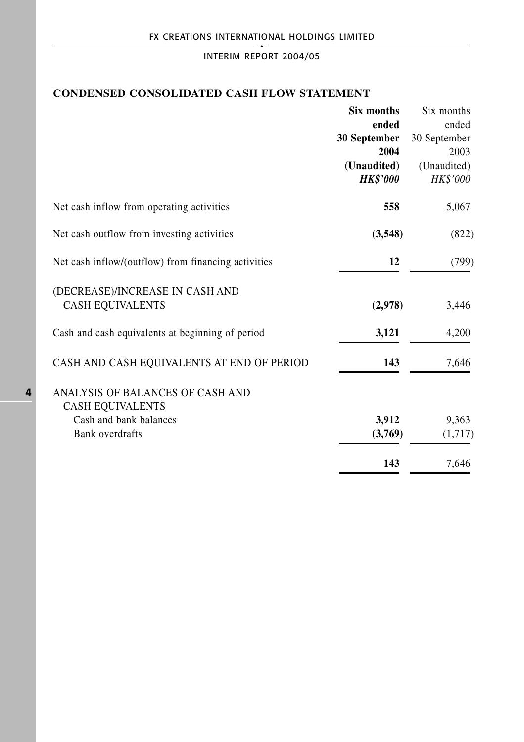## CONDENSED CONSOLIDATED CASH FLOW STATEMENT

| | **Six months ended 30 September 2004 (Unaudited)** ***HK$'000*** | Six months ended 30 September 2003 (Unaudited) *HK$'000* |
|---|---|---|
| Net cash inflow from operating activities | **558** | 5,067 |
| Net cash outflow from investing activities | **(3,548)** | (822) |
| Net cash inflow/(outflow) from financing activities | **12** | (799) |
| (DECREASE)/INCREASE IN CASH AND CASH EQUIVALENTS | **(2,978)** | 3,446 |
| Cash and cash equivalents at beginning of period | **3,121** | 4,200 |
| CASH AND CASH EQUIVALENTS AT END OF PERIOD | **143** | 7,646 |
| ANALYSIS OF BALANCES OF CASH AND CASH EQUIVALENTS | | |
| Cash and bank balances | **3,912** | 9,363 |
| Bank overdrafts | **(3,769)** | (1,717) |
| | **143** | 7,646 |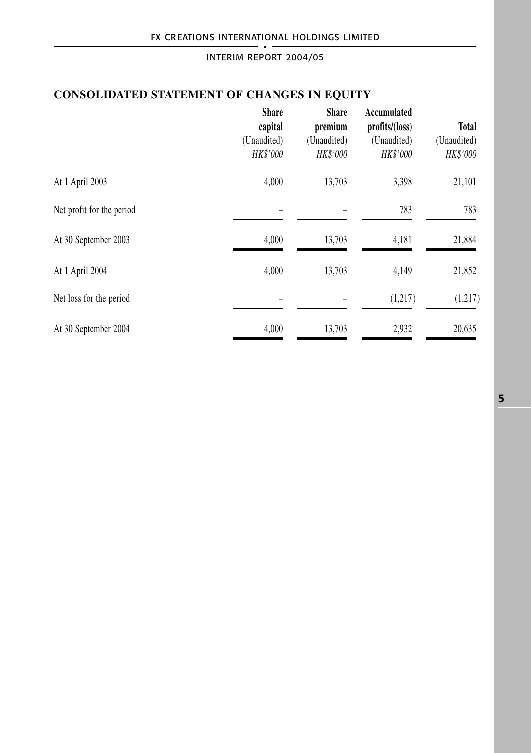## CONSOLIDATED STATEMENT OF CHANGES IN EQUITY

| | Share capital (Unaudited) *HK$'000* | Share premium (Unaudited) *HK$'000* | Accumulated profits/(loss) (Unaudited) *HK$'000* | Total (Unaudited) *HK$'000* |
|---|---|---|---|---|
| At 1 April 2003 | 4,000 | 13,703 | 3,398 | 21,101 |
| Net profit for the period | – | – | 783 | 783 |
| At 30 September 2003 | 4,000 | 13,703 | 4,181 | 21,884 |
| At 1 April 2004 | 4,000 | 13,703 | 4,149 | 21,852 |
| Net loss for the period | – | – | (1,217) | (1,217) |
| At 30 September 2004 | 4,000 | 13,703 | 2,932 | 20,635 |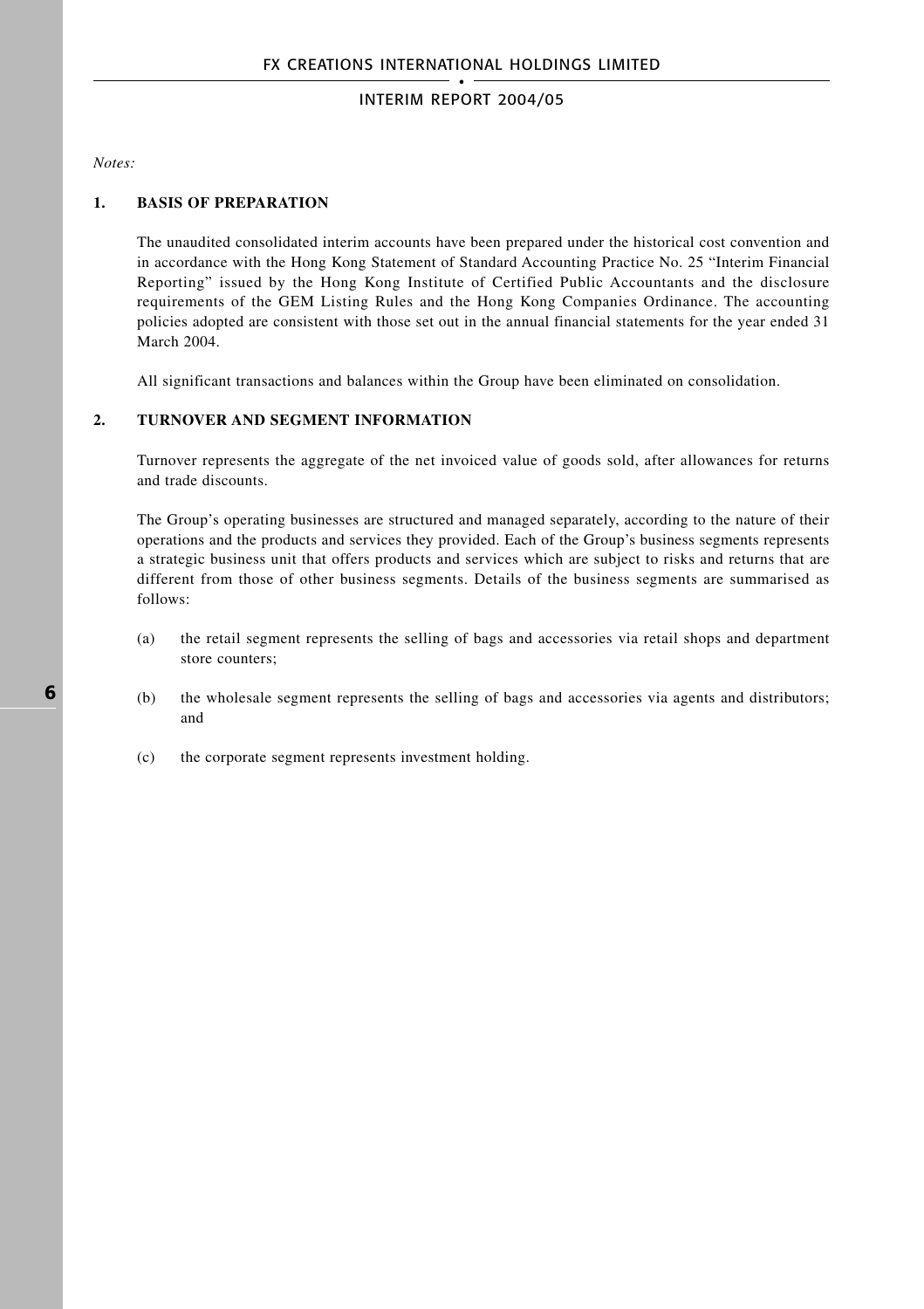*Notes:*

## 1. BASIS OF PREPARATION

The unaudited consolidated interim accounts have been prepared under the historical cost convention and in accordance with the Hong Kong Statement of Standard Accounting Practice No. 25 "Interim Financial Reporting" issued by the Hong Kong Institute of Certified Public Accountants and the disclosure requirements of the GEM Listing Rules and the Hong Kong Companies Ordinance. The accounting policies adopted are consistent with those set out in the annual financial statements for the year ended 31 March 2004.

All significant transactions and balances within the Group have been eliminated on consolidation.

## 2. TURNOVER AND SEGMENT INFORMATION

Turnover represents the aggregate of the net invoiced value of goods sold, after allowances for returns and trade discounts.

The Group's operating businesses are structured and managed separately, according to the nature of their operations and the products and services they provided. Each of the Group's business segments represents a strategic business unit that offers products and services which are subject to risks and returns that are different from those of other business segments. Details of the business segments are summarised as follows:

(a) the retail segment represents the selling of bags and accessories via retail shops and department store counters;

(b) the wholesale segment represents the selling of bags and accessories via agents and distributors; and

(c) the corporate segment represents investment holding.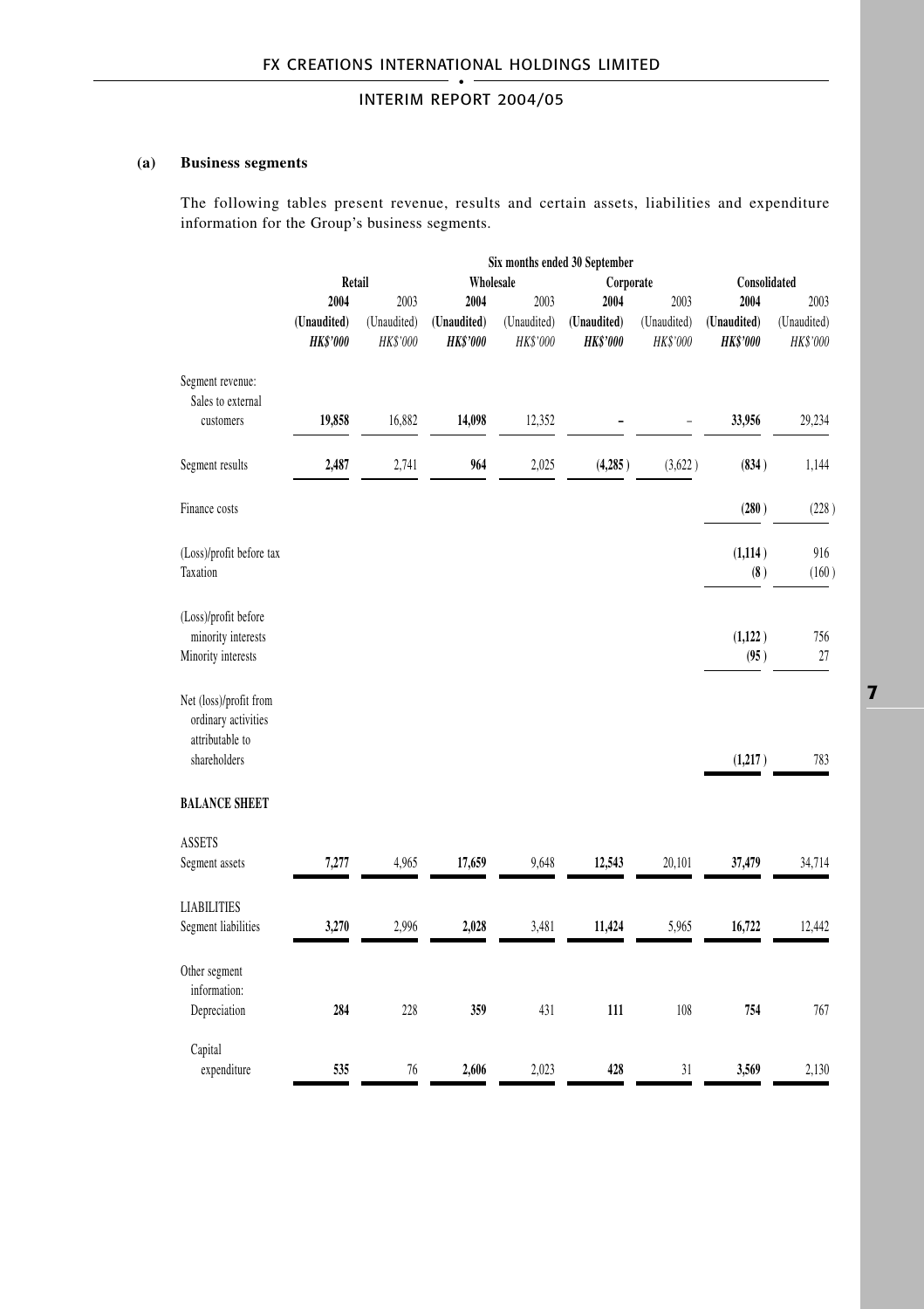### (a) Business segments

The following tables present revenue, results and certain assets, liabilities and expenditure information for the Group's business segments.

| | Six months ended 30 September | | | | | | | |
|---|---|---|---|---|---|---|---|---|
| | Retail | | Wholesale | | Corporate | | Consolidated | |
| | **2004** | 2003 | **2004** | 2003 | **2004** | 2003 | **2004** | 2003 |
| | **(Unaudited)** | (Unaudited) | **(Unaudited)** | (Unaudited) | **(Unaudited)** | (Unaudited) | **(Unaudited)** | (Unaudited) |
| | ***HK$'000*** | *HK$'000* | ***HK$'000*** | *HK$'000* | ***HK$'000*** | *HK$'000* | ***HK$'000*** | *HK$'000* |
| Segment revenue: | | | | | | | | |
| Sales to external customers | **19,858** | 16,882 | **14,098** | 12,352 | **–** | – | **33,956** | 29,234 |
| Segment results | **2,487** | 2,741 | **964** | 2,025 | **(4,285)** | (3,622) | **(834)** | 1,144 |
| Finance costs | | | | | | | **(280)** | (228) |
| (Loss)/profit before tax | | | | | | | **(1,114)** | 916 |
| Taxation | | | | | | | **(8)** | (160) |
| (Loss)/profit before minority interests | | | | | | | **(1,122)** | 756 |
| Minority interests | | | | | | | **(95)** | 27 |
| Net (loss)/profit from ordinary activities attributable to shareholders | | | | | | | **(1,217)** | 783 |
| **BALANCE SHEET** | | | | | | | | |
| ASSETS | | | | | | | | |
| Segment assets | **7,277** | 4,965 | **17,659** | 9,648 | **12,543** | 20,101 | **37,479** | 34,714 |
| LIABILITIES | | | | | | | | |
| Segment liabilities | **3,270** | 2,996 | **2,028** | 3,481 | **11,424** | 5,965 | **16,722** | 12,442 |
| Other segment information: | | | | | | | | |
| Depreciation | **284** | 228 | **359** | 431 | **111** | 108 | **754** | 767 |
| Capital expenditure | **535** | 76 | **2,606** | 2,023 | **428** | 31 | **3,569** | 2,130 |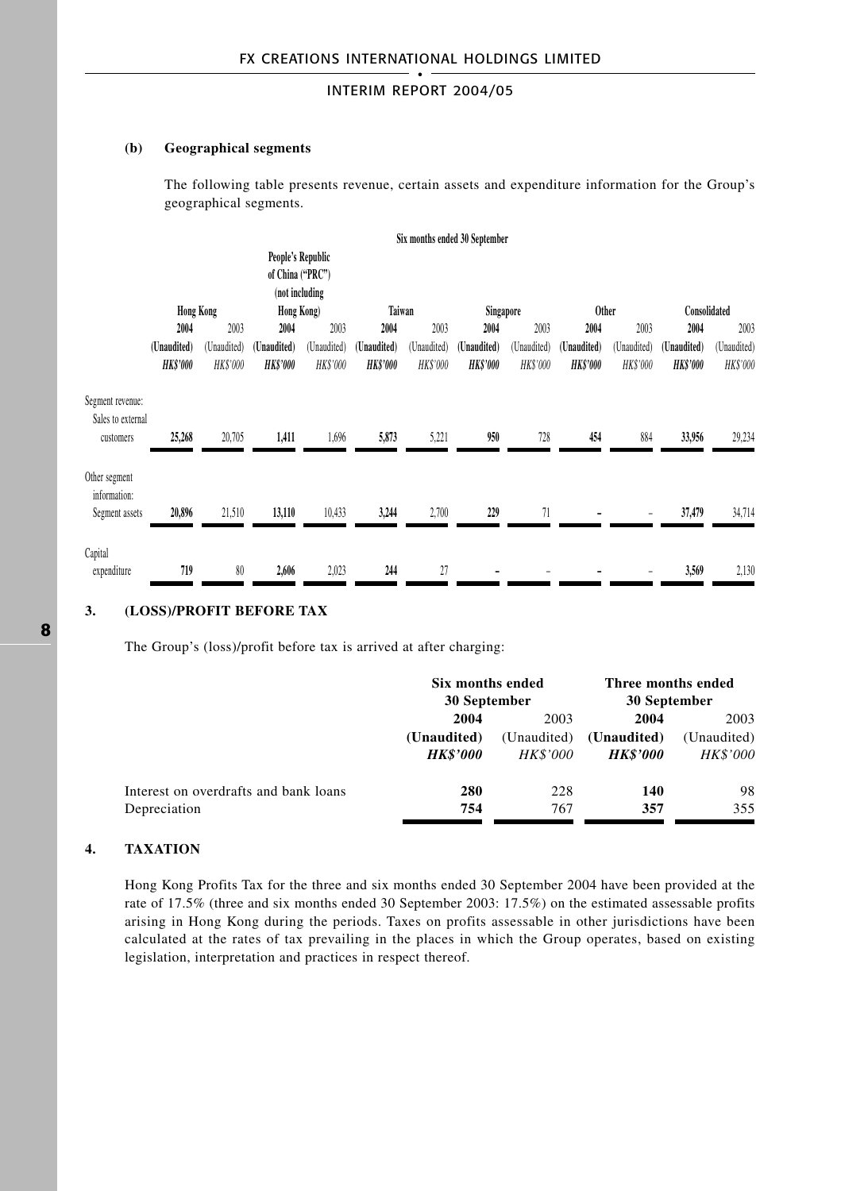**(b) Geographical segments**

The following table presents revenue, certain assets and expenditure information for the Group's geographical segments.

| | Six months ended 30 September | | | | | | | | | | | |
|---|---|---|---|---|---|---|---|---|---|---|---|---|
| | Hong Kong | | People's Republic of China ("PRC") (not including Hong Kong) | | Taiwan | | Singapore | | Other | | Consolidated | |
| | **2004** | 2003 | **2004** | 2003 | **2004** | 2003 | **2004** | 2003 | **2004** | 2003 | **2004** | 2003 |
| | **(Unaudited)** | (Unaudited) | **(Unaudited)** | (Unaudited) | **(Unaudited)** | (Unaudited) | **(Unaudited)** | (Unaudited) | **(Unaudited)** | (Unaudited) | **(Unaudited)** | (Unaudited) |
| | ***HK$'000*** | *HK$'000* | ***HK$'000*** | *HK$'000* | ***HK$'000*** | *HK$'000* | ***HK$'000*** | *HK$'000* | ***HK$'000*** | *HK$'000* | ***HK$'000*** | *HK$'000* |
| Segment revenue: | | | | | | | | | | | | |
| Sales to external customers | **25,268** | 20,705 | **1,411** | 1,696 | **5,873** | 5,221 | **950** | 728 | **454** | 884 | **33,956** | 29,234 |
| Other segment information: | | | | | | | | | | | | |
| Segment assets | **20,896** | 21,510 | **13,110** | 10,433 | **3,244** | 2,700 | **229** | 71 | **–** | – | **37,479** | 34,714 |
| Capital expenditure | **719** | 80 | **2,606** | 2,023 | **244** | 27 | **–** | – | **–** | – | **3,569** | 2,130 |

## 3. (LOSS)/PROFIT BEFORE TAX

The Group's (loss)/profit before tax is arrived at after charging:

| | Six months ended 30 September | | Three months ended 30 September | |
|---|---|---|---|---|
| | **2004** | 2003 | **2004** | 2003 |
| | **(Unaudited)** | (Unaudited) | **(Unaudited)** | (Unaudited) |
| | ***HK$'000*** | *HK$'000* | ***HK$'000*** | *HK$'000* |
| Interest on overdrafts and bank loans | **280** | 228 | **140** | 98 |
| Depreciation | **754** | 767 | **357** | 355 |

## 4. TAXATION

Hong Kong Profits Tax for the three and six months ended 30 September 2004 have been provided at the rate of 17.5% (three and six months ended 30 September 2003: 17.5%) on the estimated assessable profits arising in Hong Kong during the periods. Taxes on profits assessable in other jurisdictions have been calculated at the rates of tax prevailing in the places in which the Group operates, based on existing legislation, interpretation and practices in respect thereof.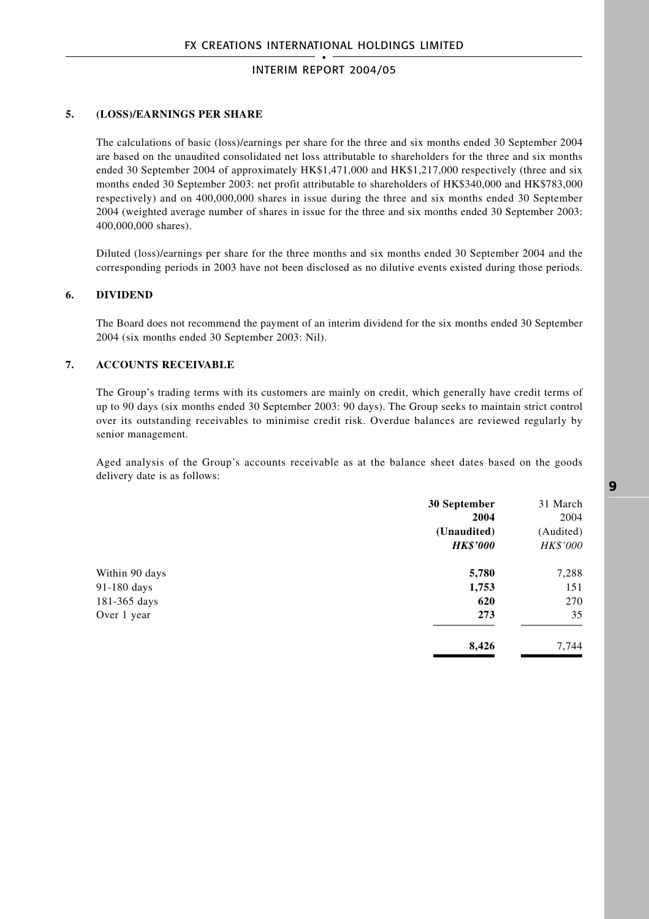### 5. (LOSS)/EARNINGS PER SHARE

The calculations of basic (loss)/earnings per share for the three and six months ended 30 September 2004 are based on the unaudited consolidated net loss attributable to shareholders for the three and six months ended 30 September 2004 of approximately HK$1,471,000 and HK$1,217,000 respectively (three and six months ended 30 September 2003: net profit attributable to shareholders of HK$340,000 and HK$783,000 respectively) and on 400,000,000 shares in issue during the three and six months ended 30 September 2004 (weighted average number of shares in issue for the three and six months ended 30 September 2003: 400,000,000 shares).

Diluted (loss)/earnings per share for the three months and six months ended 30 September 2004 and the corresponding periods in 2003 have not been disclosed as no dilutive events existed during those periods.

### 6. DIVIDEND

The Board does not recommend the payment of an interim dividend for the six months ended 30 September 2004 (six months ended 30 September 2003: Nil).

### 7. ACCOUNTS RECEIVABLE

The Group's trading terms with its customers are mainly on credit, which generally have credit terms of up to 90 days (six months ended 30 September 2003: 90 days). The Group seeks to maintain strict control over its outstanding receivables to minimise credit risk. Overdue balances are reviewed regularly by senior management.

Aged analysis of the Group's accounts receivable as at the balance sheet dates based on the goods delivery date is as follows:

| | **30 September 2004 (Unaudited)** ***HK$'000*** | 31 March 2004 (Audited) *HK$'000* |
|---|---|---|
| Within 90 days | **5,780** | 7,288 |
| 91-180 days | **1,753** | 151 |
| 181-365 days | **620** | 270 |
| Over 1 year | **273** | 35 |
| | **8,426** | 7,744 |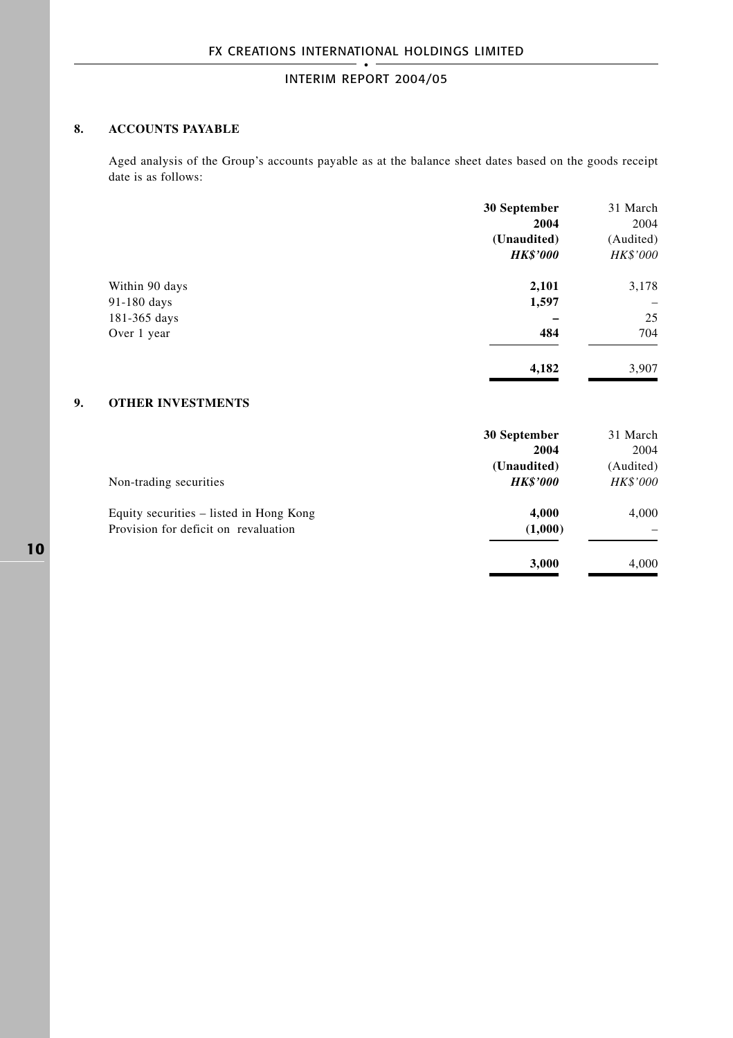## 8. ACCOUNTS PAYABLE

Aged analysis of the Group's accounts payable as at the balance sheet dates based on the goods receipt date is as follows:

| | **30 September 2004 (Unaudited)** ***HK$'000*** | 31 March 2004 (Audited) *HK$'000* |
|---|---|---|
| Within 90 days | **2,101** | 3,178 |
| 91-180 days | **1,597** | – |
| 181-365 days | **–** | 25 |
| Over 1 year | **484** | 704 |
| | **4,182** | 3,907 |

## 9. OTHER INVESTMENTS

| Non-trading securities | **30 September 2004 (Unaudited)** ***HK$'000*** | 31 March 2004 (Audited) *HK$'000* |
|---|---|---|
| Equity securities – listed in Hong Kong | **4,000** | 4,000 |
| Provision for deficit on revaluation | **(1,000)** | – |
| | **3,000** | 4,000 |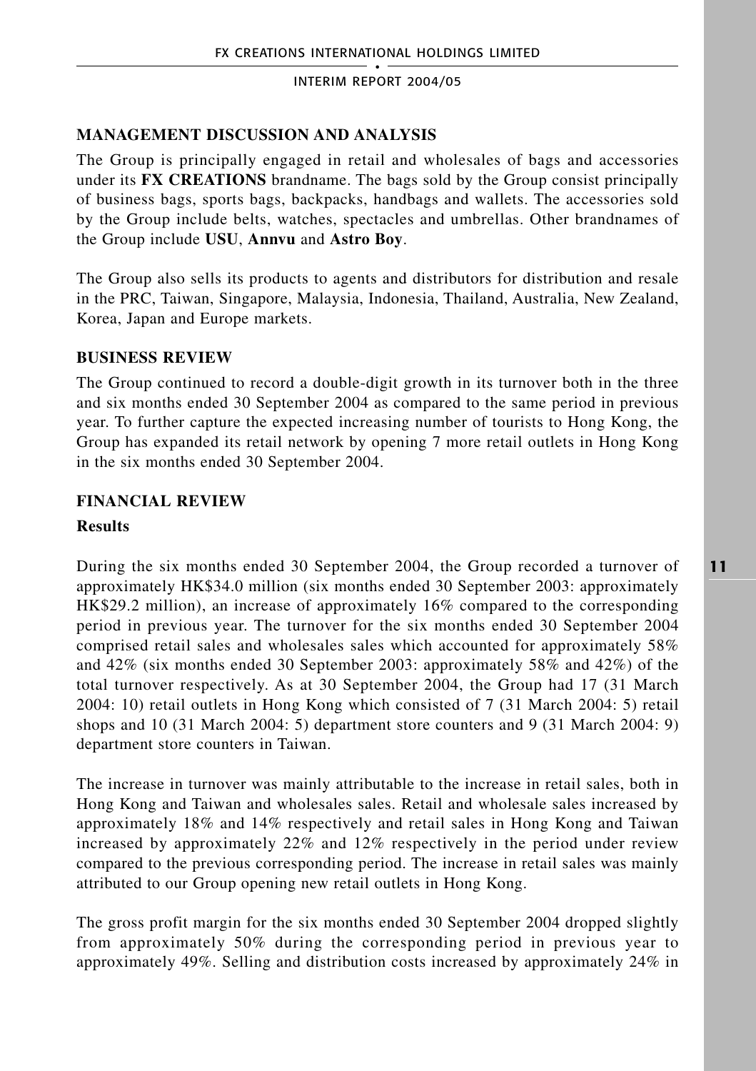## MANAGEMENT DISCUSSION AND ANALYSIS

The Group is principally engaged in retail and wholesales of bags and accessories under its **FX CREATIONS** brandname. The bags sold by the Group consist principally of business bags, sports bags, backpacks, handbags and wallets. The accessories sold by the Group include belts, watches, spectacles and umbrellas. Other brandnames of the Group include **USU**, **Annvu** and **Astro Boy**.

The Group also sells its products to agents and distributors for distribution and resale in the PRC, Taiwan, Singapore, Malaysia, Indonesia, Thailand, Australia, New Zealand, Korea, Japan and Europe markets.

## BUSINESS REVIEW

The Group continued to record a double-digit growth in its turnover both in the three and six months ended 30 September 2004 as compared to the same period in previous year. To further capture the expected increasing number of tourists to Hong Kong, the Group has expanded its retail network by opening 7 more retail outlets in Hong Kong in the six months ended 30 September 2004.

## FINANCIAL REVIEW

### Results

During the six months ended 30 September 2004, the Group recorded a turnover of approximately HK$34.0 million (six months ended 30 September 2003: approximately HK$29.2 million), an increase of approximately 16% compared to the corresponding period in previous year. The turnover for the six months ended 30 September 2004 comprised retail sales and wholesales sales which accounted for approximately 58% and 42% (six months ended 30 September 2003: approximately 58% and 42%) of the total turnover respectively. As at 30 September 2004, the Group had 17 (31 March 2004: 10) retail outlets in Hong Kong which consisted of 7 (31 March 2004: 5) retail shops and 10 (31 March 2004: 5) department store counters and 9 (31 March 2004: 9) department store counters in Taiwan.

The increase in turnover was mainly attributable to the increase in retail sales, both in Hong Kong and Taiwan and wholesales sales. Retail and wholesale sales increased by approximately 18% and 14% respectively and retail sales in Hong Kong and Taiwan increased by approximately 22% and 12% respectively in the period under review compared to the previous corresponding period. The increase in retail sales was mainly attributed to our Group opening new retail outlets in Hong Kong.

The gross profit margin for the six months ended 30 September 2004 dropped slightly from approximately 50% during the corresponding period in previous year to approximately 49%. Selling and distribution costs increased by approximately 24% in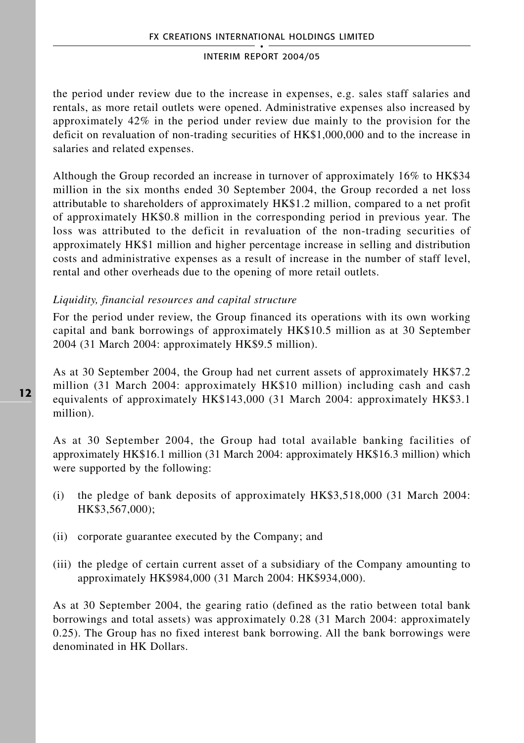the period under review due to the increase in expenses, e.g. sales staff salaries and rentals, as more retail outlets were opened. Administrative expenses also increased by approximately 42% in the period under review due mainly to the provision for the deficit on revaluation of non-trading securities of HK$1,000,000 and to the increase in salaries and related expenses.

Although the Group recorded an increase in turnover of approximately 16% to HK$34 million in the six months ended 30 September 2004, the Group recorded a net loss attributable to shareholders of approximately HK$1.2 million, compared to a net profit of approximately HK$0.8 million in the corresponding period in previous year. The loss was attributed to the deficit in revaluation of the non-trading securities of approximately HK$1 million and higher percentage increase in selling and distribution costs and administrative expenses as a result of increase in the number of staff level, rental and other overheads due to the opening of more retail outlets.

*Liquidity, financial resources and capital structure*

For the period under review, the Group financed its operations with its own working capital and bank borrowings of approximately HK$10.5 million as at 30 September 2004 (31 March 2004: approximately HK$9.5 million).

As at 30 September 2004, the Group had net current assets of approximately HK$7.2 million (31 March 2004: approximately HK$10 million) including cash and cash equivalents of approximately HK$143,000 (31 March 2004: approximately HK$3.1 million).

As at 30 September 2004, the Group had total available banking facilities of approximately HK$16.1 million (31 March 2004: approximately HK$16.3 million) which were supported by the following:

(i) the pledge of bank deposits of approximately HK$3,518,000 (31 March 2004: HK$3,567,000);

(ii) corporate guarantee executed by the Company; and

(iii) the pledge of certain current asset of a subsidiary of the Company amounting to approximately HK$984,000 (31 March 2004: HK$934,000).

As at 30 September 2004, the gearing ratio (defined as the ratio between total bank borrowings and total assets) was approximately 0.28 (31 March 2004: approximately 0.25). The Group has no fixed interest bank borrowing. All the bank borrowings were denominated in HK Dollars.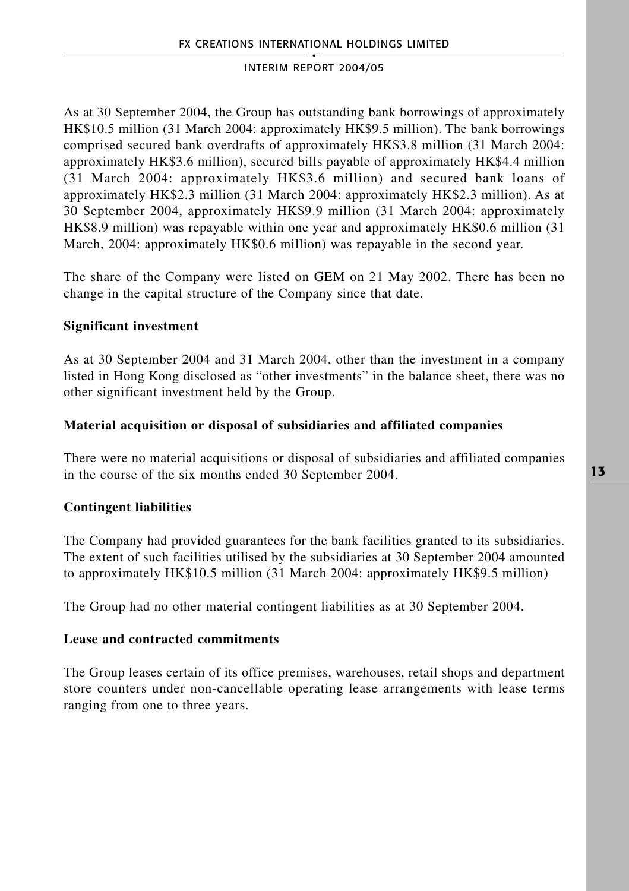As at 30 September 2004, the Group has outstanding bank borrowings of approximately HK$10.5 million (31 March 2004: approximately HK$9.5 million). The bank borrowings comprised secured bank overdrafts of approximately HK$3.8 million (31 March 2004: approximately HK$3.6 million), secured bills payable of approximately HK$4.4 million (31 March 2004: approximately HK$3.6 million) and secured bank loans of approximately HK$2.3 million (31 March 2004: approximately HK$2.3 million). As at 30 September 2004, approximately HK$9.9 million (31 March 2004: approximately HK$8.9 million) was repayable within one year and approximately HK$0.6 million (31 March, 2004: approximately HK$0.6 million) was repayable in the second year.

The share of the Company were listed on GEM on 21 May 2002. There has been no change in the capital structure of the Company since that date.

**Significant investment**

As at 30 September 2004 and 31 March 2004, other than the investment in a company listed in Hong Kong disclosed as "other investments" in the balance sheet, there was no other significant investment held by the Group.

**Material acquisition or disposal of subsidiaries and affiliated companies**

There were no material acquisitions or disposal of subsidiaries and affiliated companies in the course of the six months ended 30 September 2004.

**Contingent liabilities**

The Company had provided guarantees for the bank facilities granted to its subsidiaries. The extent of such facilities utilised by the subsidiaries at 30 September 2004 amounted to approximately HK$10.5 million (31 March 2004: approximately HK$9.5 million)

The Group had no other material contingent liabilities as at 30 September 2004.

**Lease and contracted commitments**

The Group leases certain of its office premises, warehouses, retail shops and department store counters under non-cancellable operating lease arrangements with lease terms ranging from one to three years.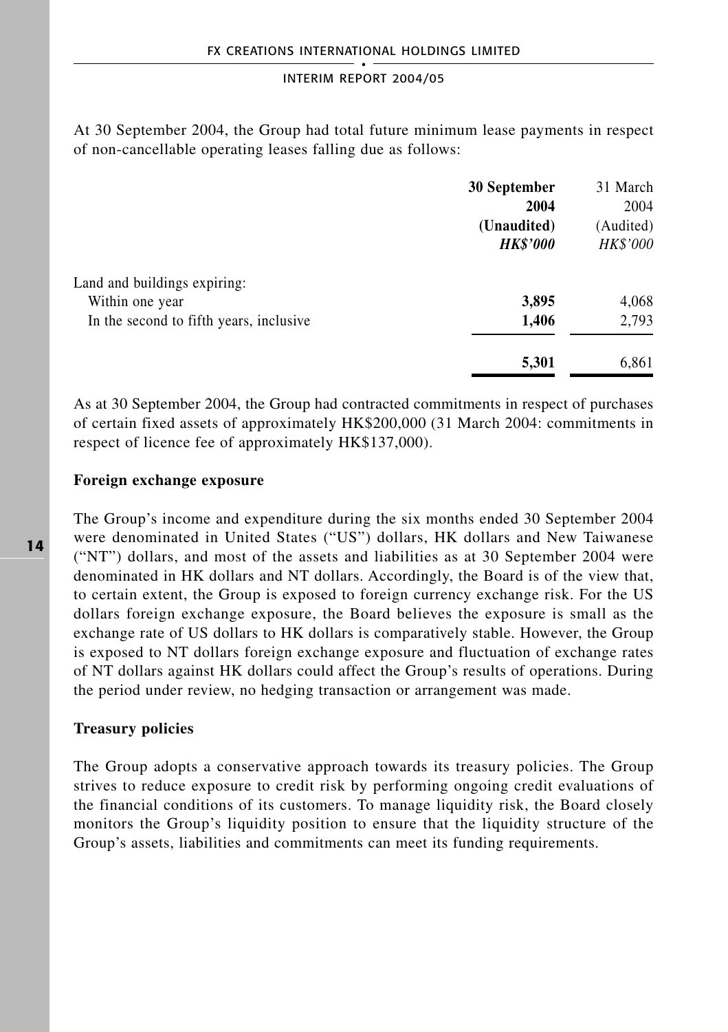At 30 September 2004, the Group had total future minimum lease payments in respect of non-cancellable operating leases falling due as follows:

| | **30 September 2004 (Unaudited)** ***HK$'000*** | 31 March 2004 (Audited) *HK$'000* |
|---|---|---|
| Land and buildings expiring: | | |
| Within one year | **3,895** | 4,068 |
| In the second to fifth years, inclusive | **1,406** | 2,793 |
| | **5,301** | 6,861 |

As at 30 September 2004, the Group had contracted commitments in respect of purchases of certain fixed assets of approximately HK$200,000 (31 March 2004: commitments in respect of licence fee of approximately HK$137,000).

**Foreign exchange exposure**

The Group's income and expenditure during the six months ended 30 September 2004 were denominated in United States ("US") dollars, HK dollars and New Taiwanese ("NT") dollars, and most of the assets and liabilities as at 30 September 2004 were denominated in HK dollars and NT dollars. Accordingly, the Board is of the view that, to certain extent, the Group is exposed to foreign currency exchange risk. For the US dollars foreign exchange exposure, the Board believes the exposure is small as the exchange rate of US dollars to HK dollars is comparatively stable. However, the Group is exposed to NT dollars foreign exchange exposure and fluctuation of exchange rates of NT dollars against HK dollars could affect the Group's results of operations. During the period under review, no hedging transaction or arrangement was made.

**Treasury policies**

The Group adopts a conservative approach towards its treasury policies. The Group strives to reduce exposure to credit risk by performing ongoing credit evaluations of the financial conditions of its customers. To manage liquidity risk, the Board closely monitors the Group's liquidity position to ensure that the liquidity structure of the Group's assets, liabilities and commitments can meet its funding requirements.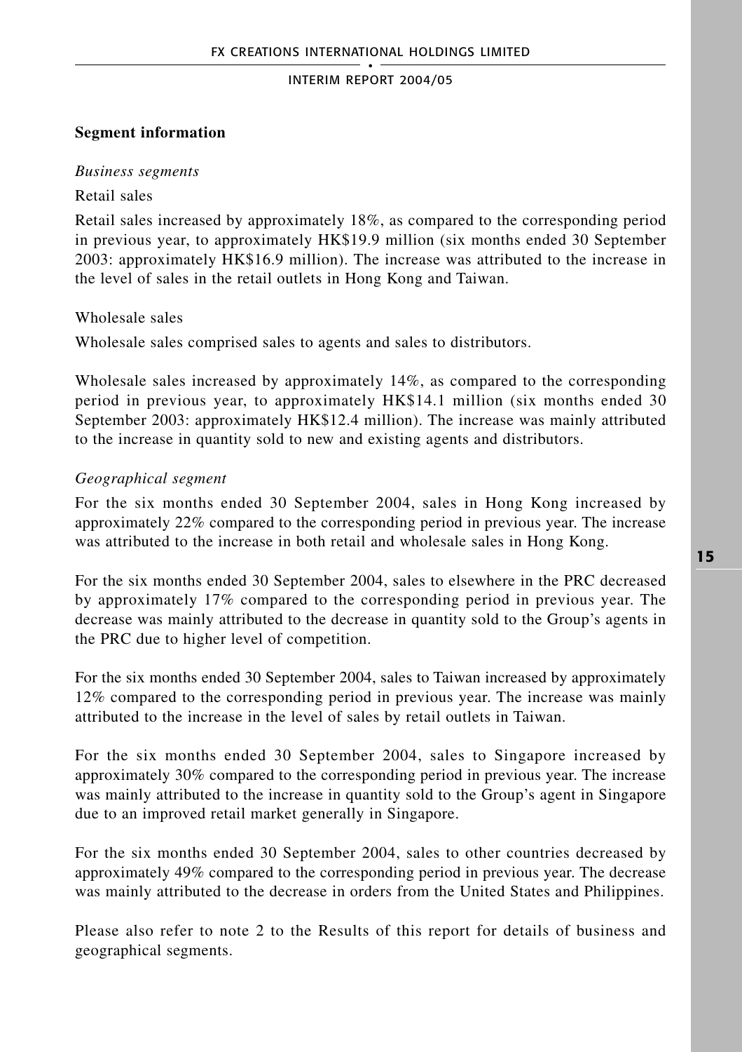## Segment information

*Business segments*

Retail sales

Retail sales increased by approximately 18%, as compared to the corresponding period in previous year, to approximately HK$19.9 million (six months ended 30 September 2003: approximately HK$16.9 million). The increase was attributed to the increase in the level of sales in the retail outlets in Hong Kong and Taiwan.

Wholesale sales

Wholesale sales comprised sales to agents and sales to distributors.

Wholesale sales increased by approximately 14%, as compared to the corresponding period in previous year, to approximately HK$14.1 million (six months ended 30 September 2003: approximately HK$12.4 million). The increase was mainly attributed to the increase in quantity sold to new and existing agents and distributors.

*Geographical segment*

For the six months ended 30 September 2004, sales in Hong Kong increased by approximately 22% compared to the corresponding period in previous year. The increase was attributed to the increase in both retail and wholesale sales in Hong Kong.

For the six months ended 30 September 2004, sales to elsewhere in the PRC decreased by approximately 17% compared to the corresponding period in previous year. The decrease was mainly attributed to the decrease in quantity sold to the Group's agents in the PRC due to higher level of competition.

For the six months ended 30 September 2004, sales to Taiwan increased by approximately 12% compared to the corresponding period in previous year. The increase was mainly attributed to the increase in the level of sales by retail outlets in Taiwan.

For the six months ended 30 September 2004, sales to Singapore increased by approximately 30% compared to the corresponding period in previous year. The increase was mainly attributed to the increase in quantity sold to the Group's agent in Singapore due to an improved retail market generally in Singapore.

For the six months ended 30 September 2004, sales to other countries decreased by approximately 49% compared to the corresponding period in previous year. The decrease was mainly attributed to the decrease in orders from the United States and Philippines.

Please also refer to note 2 to the Results of this report for details of business and geographical segments.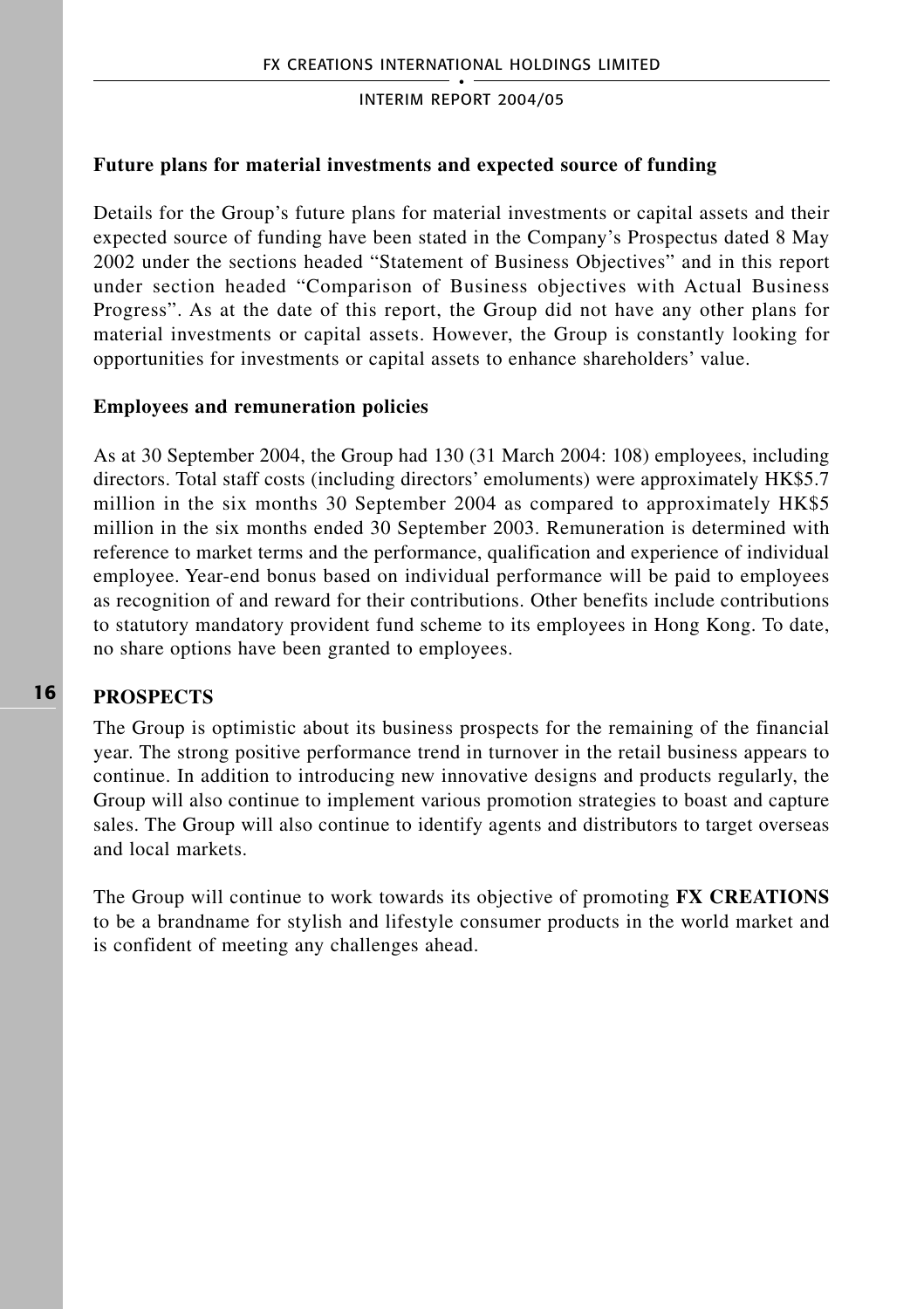### Future plans for material investments and expected source of funding

Details for the Group's future plans for material investments or capital assets and their expected source of funding have been stated in the Company's Prospectus dated 8 May 2002 under the sections headed "Statement of Business Objectives" and in this report under section headed "Comparison of Business objectives with Actual Business Progress". As at the date of this report, the Group did not have any other plans for material investments or capital assets. However, the Group is constantly looking for opportunities for investments or capital assets to enhance shareholders' value.

### Employees and remuneration policies

As at 30 September 2004, the Group had 130 (31 March 2004: 108) employees, including directors. Total staff costs (including directors' emoluments) were approximately HK$5.7 million in the six months 30 September 2004 as compared to approximately HK$5 million in the six months ended 30 September 2003. Remuneration is determined with reference to market terms and the performance, qualification and experience of individual employee. Year-end bonus based on individual performance will be paid to employees as recognition of and reward for their contributions. Other benefits include contributions to statutory mandatory provident fund scheme to its employees in Hong Kong. To date, no share options have been granted to employees.

## PROSPECTS

The Group is optimistic about its business prospects for the remaining of the financial year. The strong positive performance trend in turnover in the retail business appears to continue. In addition to introducing new innovative designs and products regularly, the Group will also continue to implement various promotion strategies to boast and capture sales. The Group will also continue to identify agents and distributors to target overseas and local markets.

The Group will continue to work towards its objective of promoting **FX CREATIONS** to be a brandname for stylish and lifestyle consumer products in the world market and is confident of meeting any challenges ahead.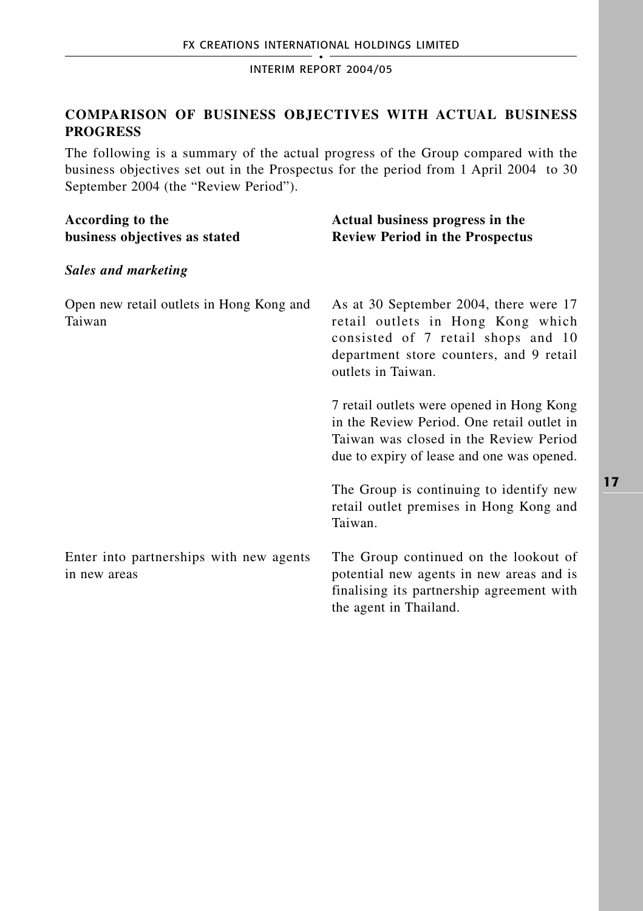## COMPARISON OF BUSINESS OBJECTIVES WITH ACTUAL BUSINESS PROGRESS

The following is a summary of the actual progress of the Group compared with the business objectives set out in the Prospectus for the period from 1 April 2004 to 30 September 2004 (the "Review Period").

| According to the business objectives as stated | Actual business progress in the Review Period in the Prospectus |
|---|---|
| ***Sales and marketing*** | |
| Open new retail outlets in Hong Kong and Taiwan | As at 30 September 2004, there were 17 retail outlets in Hong Kong which consisted of 7 retail shops and 10 department store counters, and 9 retail outlets in Taiwan.<br><br>7 retail outlets were opened in Hong Kong in the Review Period. One retail outlet in Taiwan was closed in the Review Period due to expiry of lease and one was opened.<br><br>The Group is continuing to identify new retail outlet premises in Hong Kong and Taiwan. |
| Enter into partnerships with new agents in new areas | The Group continued on the lookout of potential new agents in new areas and is finalising its partnership agreement with the agent in Thailand. |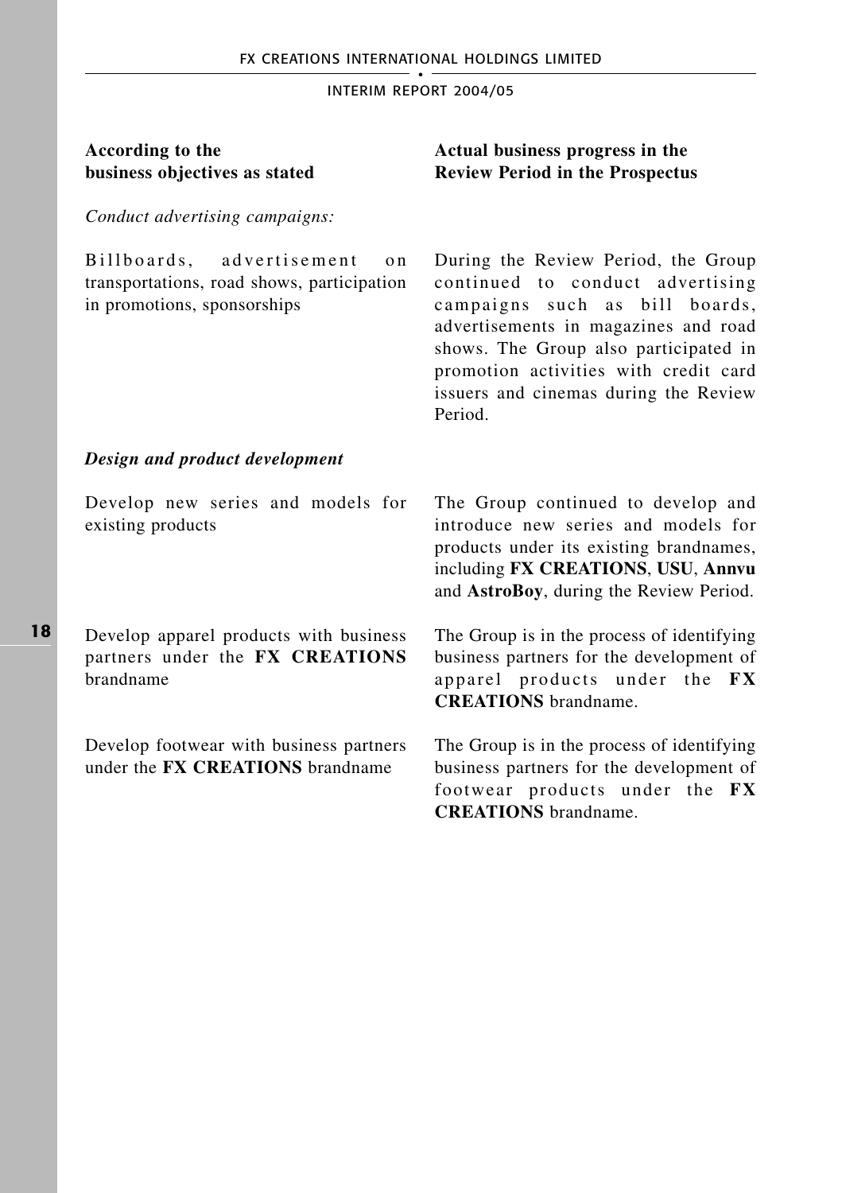| According to the business objectives as stated | Actual business progress in the Review Period in the Prospectus |
|---|---|
| *Conduct advertising campaigns:* | |
| Billboards, advertisement on transportations, road shows, participation in promotions, sponsorships | During the Review Period, the Group continued to conduct advertising campaigns such as bill boards, advertisements in magazines and road shows. The Group also participated in promotion activities with credit card issuers and cinemas during the Review Period. |
| ***Design and product development*** | |
| Develop new series and models for existing products | The Group continued to develop and introduce new series and models for products under its existing brandnames, including **FX CREATIONS**, **USU**, **Annvu** and **AstroBoy**, during the Review Period. |
| Develop apparel products with business partners under the **FX CREATIONS** brandname | The Group is in the process of identifying business partners for the development of apparel products under the **FX CREATIONS** brandname. |
| Develop footwear with business partners under the **FX CREATIONS** brandname | The Group is in the process of identifying business partners for the development of footwear products under the **FX CREATIONS** brandname. |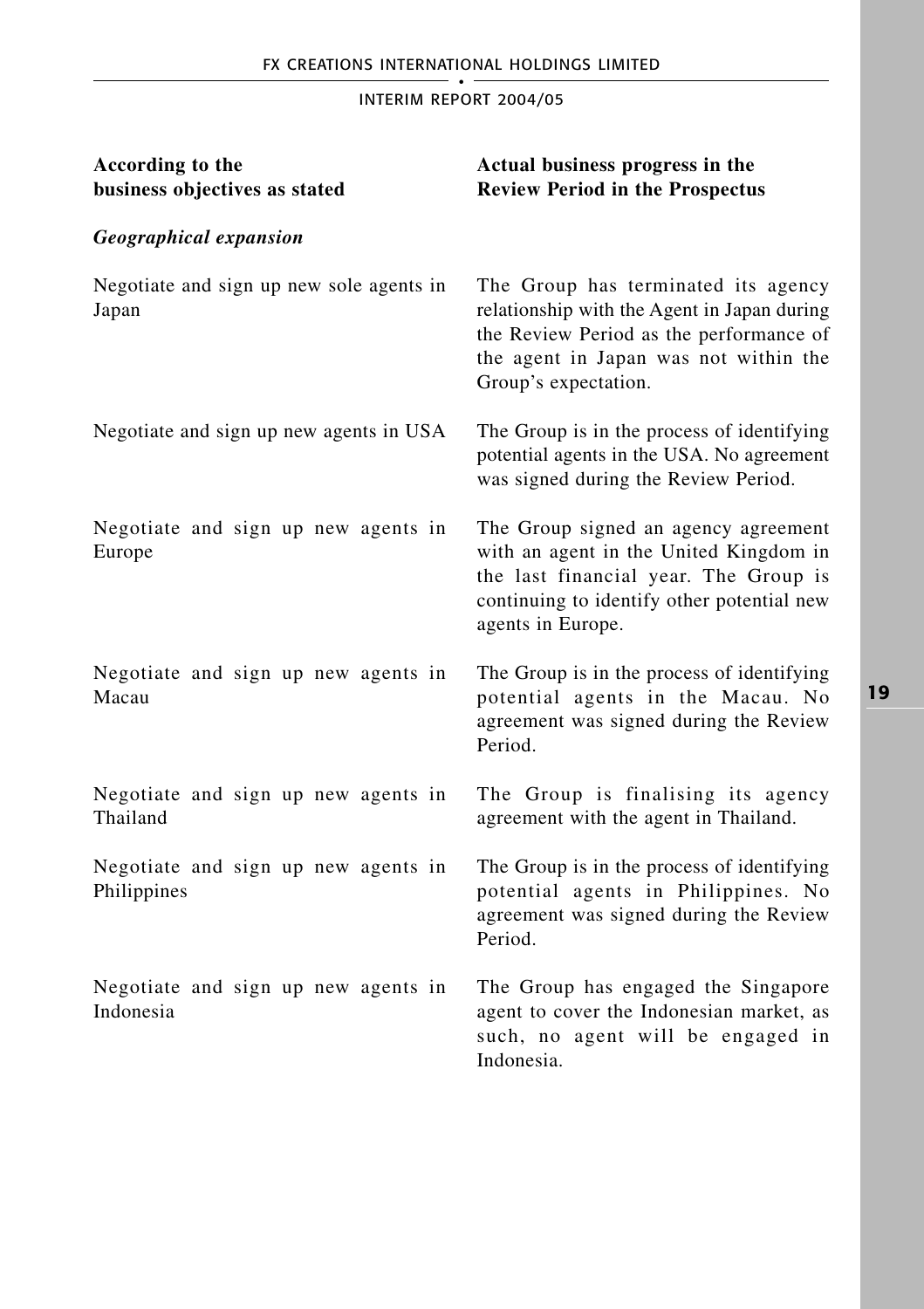| According to the business objectives as stated | Actual business progress in the Review Period in the Prospectus |
|---|---|
| ***Geographical expansion*** | |
| Negotiate and sign up new sole agents in Japan | The Group has terminated its agency relationship with the Agent in Japan during the Review Period as the performance of the agent in Japan was not within the Group's expectation. |
| Negotiate and sign up new agents in USA | The Group is in the process of identifying potential agents in the USA. No agreement was signed during the Review Period. |
| Negotiate and sign up new agents in Europe | The Group signed an agency agreement with an agent in the United Kingdom in the last financial year. The Group is continuing to identify other potential new agents in Europe. |
| Negotiate and sign up new agents in Macau | The Group is in the process of identifying potential agents in the Macau. No agreement was signed during the Review Period. |
| Negotiate and sign up new agents in Thailand | The Group is finalising its agency agreement with the agent in Thailand. |
| Negotiate and sign up new agents in Philippines | The Group is in the process of identifying potential agents in Philippines. No agreement was signed during the Review Period. |
| Negotiate and sign up new agents in Indonesia | The Group has engaged the Singapore agent to cover the Indonesian market, as such, no agent will be engaged in Indonesia. |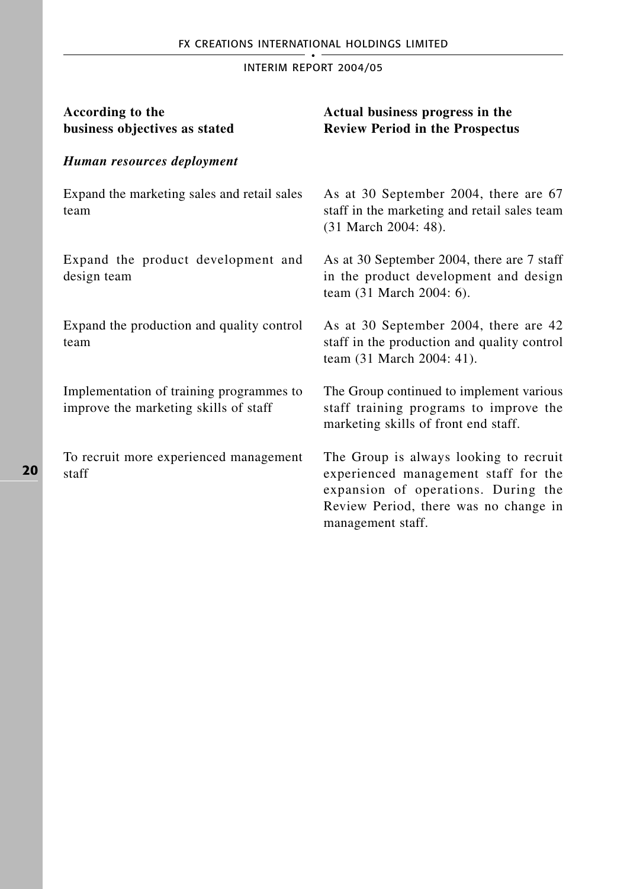| According to the business objectives as stated | Actual business progress in the Review Period in the Prospectus |
| --- | --- |
| ***Human resources deployment*** | |
| Expand the marketing sales and retail sales team | As at 30 September 2004, there are 67 staff in the marketing and retail sales team (31 March 2004: 48). |
| Expand the product development and design team | As at 30 September 2004, there are 7 staff in the product development and design team (31 March 2004: 6). |
| Expand the production and quality control team | As at 30 September 2004, there are 42 staff in the production and quality control team (31 March 2004: 41). |
| Implementation of training programmes to improve the marketing skills of staff | The Group continued to implement various staff training programs to improve the marketing skills of front end staff. |
| To recruit more experienced management staff | The Group is always looking to recruit experienced management staff for the expansion of operations. During the Review Period, there was no change in management staff. |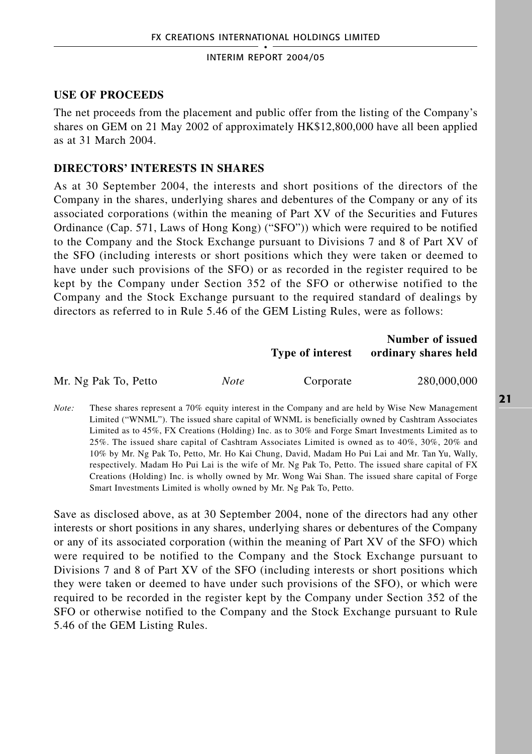## USE OF PROCEEDS

The net proceeds from the placement and public offer from the listing of the Company's shares on GEM on 21 May 2002 of approximately HK$12,800,000 have all been applied as at 31 March 2004.

## DIRECTORS' INTERESTS IN SHARES

As at 30 September 2004, the interests and short positions of the directors of the Company in the shares, underlying shares and debentures of the Company or any of its associated corporations (within the meaning of Part XV of the Securities and Futures Ordinance (Cap. 571, Laws of Hong Kong) ("SFO")) which were required to be notified to the Company and the Stock Exchange pursuant to Divisions 7 and 8 of Part XV of the SFO (including interests or short positions which they were taken or deemed to have under such provisions of the SFO) or as recorded in the register required to be kept by the Company under Section 352 of the SFO or otherwise notified to the Company and the Stock Exchange pursuant to the required standard of dealings by directors as referred to in Rule 5.46 of the GEM Listing Rules, were as follows:

| | | Type of interest | Number of issued ordinary shares held |
|---|---|---|---|
| Mr. Ng Pak To, Petto | *Note* | Corporate | 280,000,000 |

*Note:* These shares represent a 70% equity interest in the Company and are held by Wise New Management Limited ("WNML"). The issued share capital of WNML is beneficially owned by Cashtram Associates Limited as to 45%, FX Creations (Holding) Inc. as to 30% and Forge Smart Investments Limited as to 25%. The issued share capital of Cashtram Associates Limited is owned as to 40%, 30%, 20% and 10% by Mr. Ng Pak To, Petto, Mr. Ho Kai Chung, David, Madam Ho Pui Lai and Mr. Tan Yu, Wally, respectively. Madam Ho Pui Lai is the wife of Mr. Ng Pak To, Petto. The issued share capital of FX Creations (Holding) Inc. is wholly owned by Mr. Wong Wai Shan. The issued share capital of Forge Smart Investments Limited is wholly owned by Mr. Ng Pak To, Petto.

Save as disclosed above, as at 30 September 2004, none of the directors had any other interests or short positions in any shares, underlying shares or debentures of the Company or any of its associated corporation (within the meaning of Part XV of the SFO) which were required to be notified to the Company and the Stock Exchange pursuant to Divisions 7 and 8 of Part XV of the SFO (including interests or short positions which they were taken or deemed to have under such provisions of the SFO), or which were required to be recorded in the register kept by the Company under Section 352 of the SFO or otherwise notified to the Company and the Stock Exchange pursuant to Rule 5.46 of the GEM Listing Rules.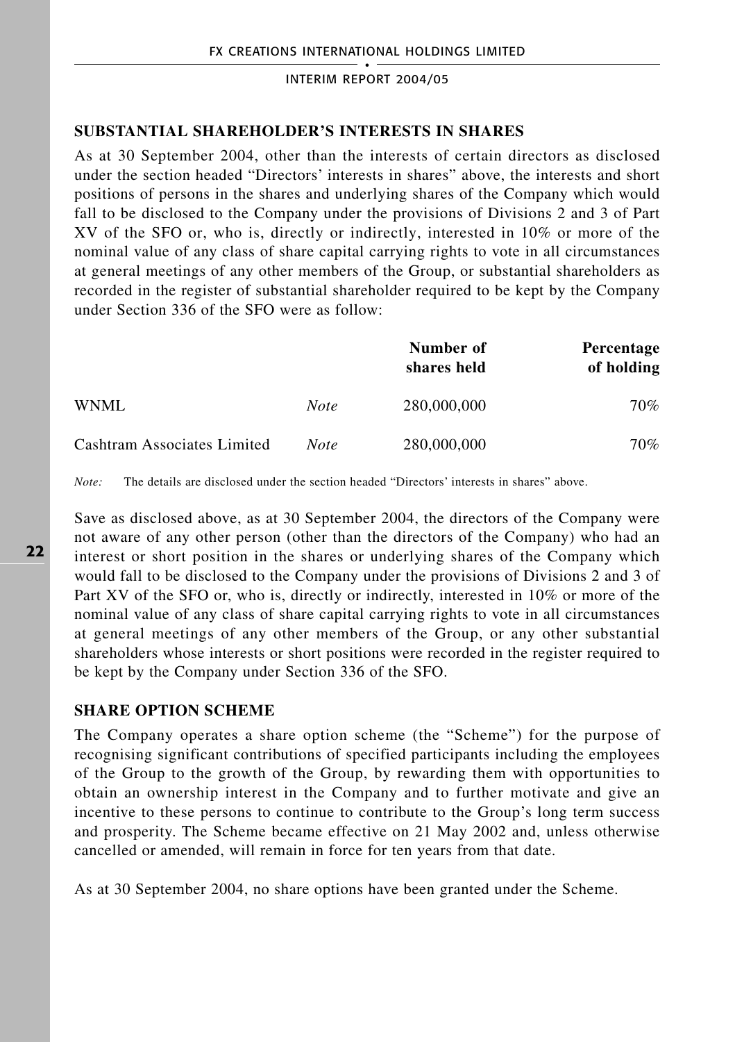## SUBSTANTIAL SHAREHOLDER'S INTERESTS IN SHARES

As at 30 September 2004, other than the interests of certain directors as disclosed under the section headed "Directors' interests in shares" above, the interests and short positions of persons in the shares and underlying shares of the Company which would fall to be disclosed to the Company under the provisions of Divisions 2 and 3 of Part XV of the SFO or, who is, directly or indirectly, interested in 10% or more of the nominal value of any class of share capital carrying rights to vote in all circumstances at general meetings of any other members of the Group, or substantial shareholders as recorded in the register of substantial shareholder required to be kept by the Company under Section 336 of the SFO were as follow:

| | | Number of shares held | Percentage of holding |
|---|---|---|---|
| WNML | *Note* | 280,000,000 | 70% |
| Cashtram Associates Limited | *Note* | 280,000,000 | 70% |

*Note:* The details are disclosed under the section headed "Directors' interests in shares" above.

Save as disclosed above, as at 30 September 2004, the directors of the Company were not aware of any other person (other than the directors of the Company) who had an interest or short position in the shares or underlying shares of the Company which would fall to be disclosed to the Company under the provisions of Divisions 2 and 3 of Part XV of the SFO or, who is, directly or indirectly, interested in 10% or more of the nominal value of any class of share capital carrying rights to vote in all circumstances at general meetings of any other members of the Group, or any other substantial shareholders whose interests or short positions were recorded in the register required to be kept by the Company under Section 336 of the SFO.

## SHARE OPTION SCHEME

The Company operates a share option scheme (the "Scheme") for the purpose of recognising significant contributions of specified participants including the employees of the Group to the growth of the Group, by rewarding them with opportunities to obtain an ownership interest in the Company and to further motivate and give an incentive to these persons to continue to contribute to the Group's long term success and prosperity. The Scheme became effective on 21 May 2002 and, unless otherwise cancelled or amended, will remain in force for ten years from that date.

As at 30 September 2004, no share options have been granted under the Scheme.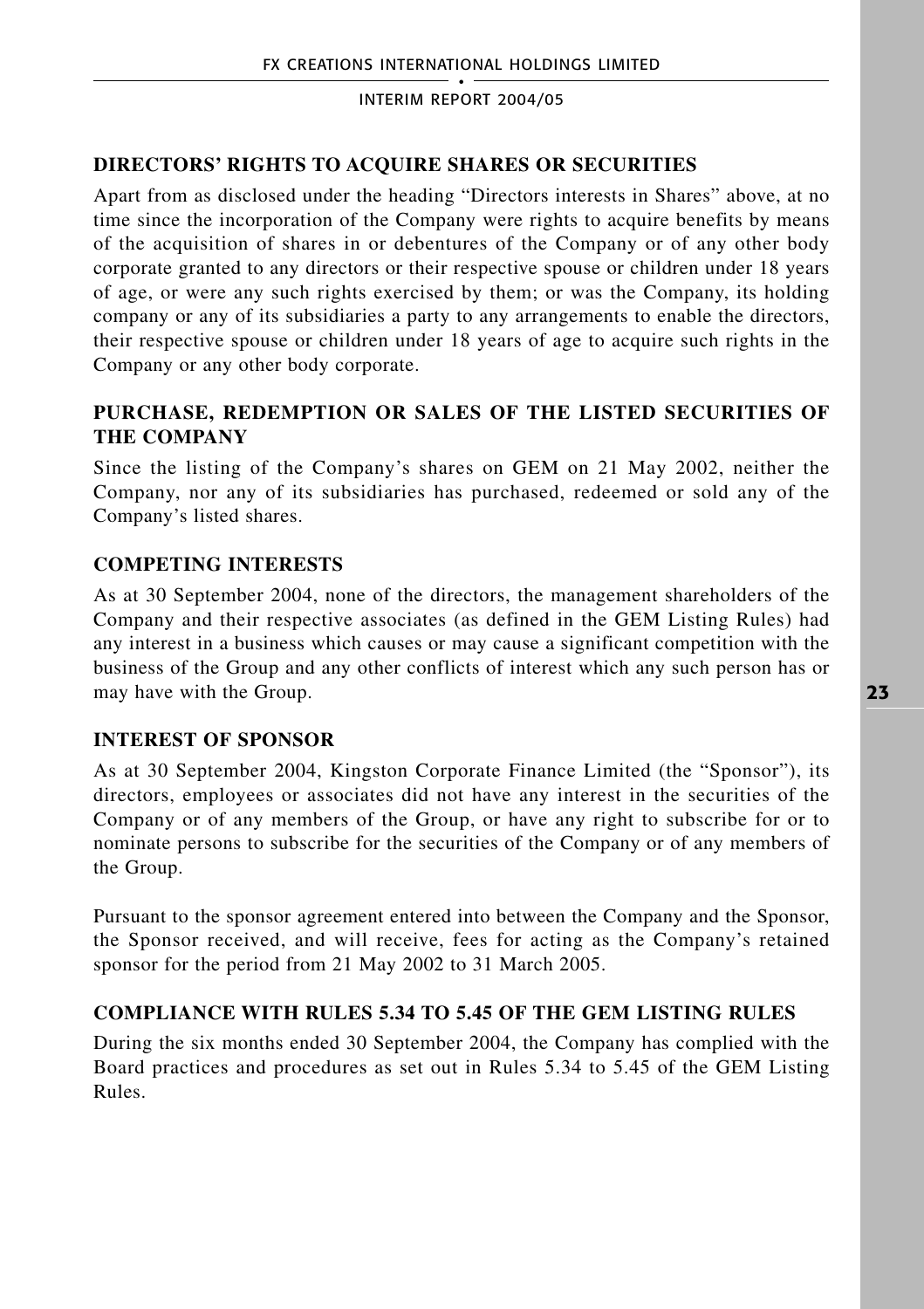## DIRECTORS' RIGHTS TO ACQUIRE SHARES OR SECURITIES

Apart from as disclosed under the heading "Directors interests in Shares" above, at no time since the incorporation of the Company were rights to acquire benefits by means of the acquisition of shares in or debentures of the Company or of any other body corporate granted to any directors or their respective spouse or children under 18 years of age, or were any such rights exercised by them; or was the Company, its holding company or any of its subsidiaries a party to any arrangements to enable the directors, their respective spouse or children under 18 years of age to acquire such rights in the Company or any other body corporate.

## PURCHASE, REDEMPTION OR SALES OF THE LISTED SECURITIES OF THE COMPANY

Since the listing of the Company's shares on GEM on 21 May 2002, neither the Company, nor any of its subsidiaries has purchased, redeemed or sold any of the Company's listed shares.

## COMPETING INTERESTS

As at 30 September 2004, none of the directors, the management shareholders of the Company and their respective associates (as defined in the GEM Listing Rules) had any interest in a business which causes or may cause a significant competition with the business of the Group and any other conflicts of interest which any such person has or may have with the Group.

## INTEREST OF SPONSOR

As at 30 September 2004, Kingston Corporate Finance Limited (the "Sponsor"), its directors, employees or associates did not have any interest in the securities of the Company or of any members of the Group, or have any right to subscribe for or to nominate persons to subscribe for the securities of the Company or of any members of the Group.

Pursuant to the sponsor agreement entered into between the Company and the Sponsor, the Sponsor received, and will receive, fees for acting as the Company's retained sponsor for the period from 21 May 2002 to 31 March 2005.

## COMPLIANCE WITH RULES 5.34 TO 5.45 OF THE GEM LISTING RULES

During the six months ended 30 September 2004, the Company has complied with the Board practices and procedures as set out in Rules 5.34 to 5.45 of the GEM Listing Rules.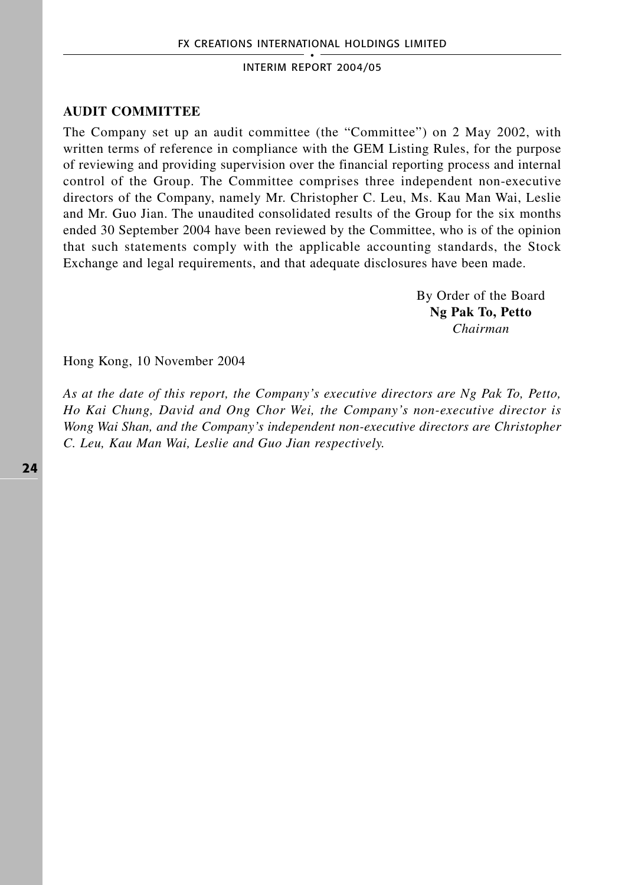## AUDIT COMMITTEE

The Company set up an audit committee (the "Committee") on 2 May 2002, with written terms of reference in compliance with the GEM Listing Rules, for the purpose of reviewing and providing supervision over the financial reporting process and internal control of the Group. The Committee comprises three independent non-executive directors of the Company, namely Mr. Christopher C. Leu, Ms. Kau Man Wai, Leslie and Mr. Guo Jian. The unaudited consolidated results of the Group for the six months ended 30 September 2004 have been reviewed by the Committee, who is of the opinion that such statements comply with the applicable accounting standards, the Stock Exchange and legal requirements, and that adequate disclosures have been made.

By Order of the Board
**Ng Pak To, Petto**
*Chairman*

Hong Kong, 10 November 2004

*As at the date of this report, the Company's executive directors are Ng Pak To, Petto, Ho Kai Chung, David and Ong Chor Wei, the Company's non-executive director is Wong Wai Shan, and the Company's independent non-executive directors are Christopher C. Leu, Kau Man Wai, Leslie and Guo Jian respectively.*